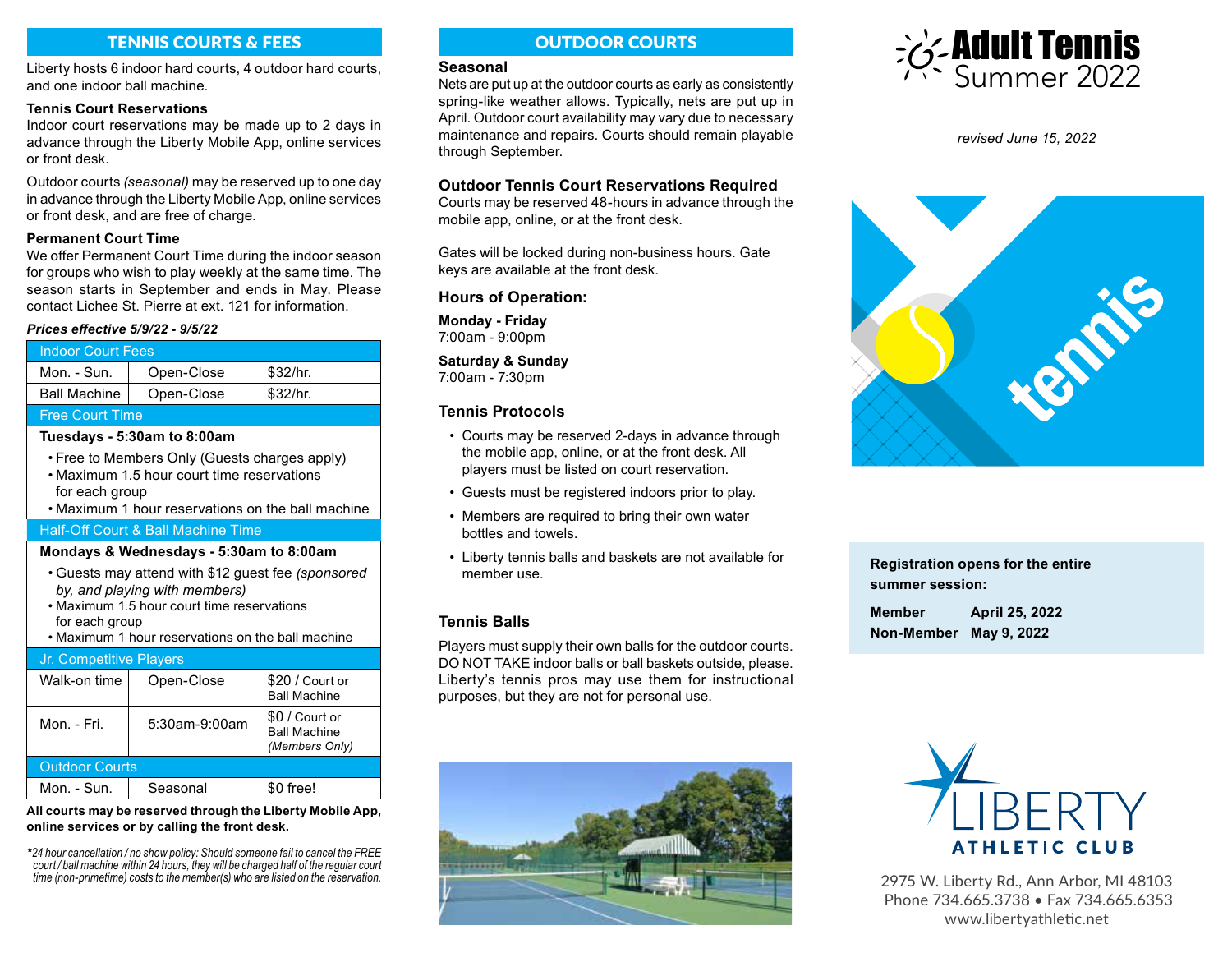## TENNIS COURTS & FEES

Liberty hosts 6 indoor hard courts, 4 outdoor hard courts, and one indoor ball machine.

**Tennis Court Reservations**
Indoor court reservations may be made up to 2 days in advance through the Liberty Mobile App, online services or front desk.

Outdoor courts *(seasonal)* may be reserved up to one day in advance through the Liberty Mobile App, online services or front desk, and are free of charge.

**Permanent Court Time**
We offer Permanent Court Time during the indoor season for groups who wish to play weekly at the same time. The season starts in September and ends in May. Please contact Lichee St. Pierre at ext. 121 for information.

***Prices effective 5/9/22 - 9/5/22***

| Indoor Court Fees | | |
|---|---|---|
| Mon. - Sun. | Open-Close | $32/hr. |
| Ball Machine | Open-Close | $32/hr. |

**Free Court Time**

**Tuesdays - 5:30am to 8:00am**
- Free to Members Only (Guests charges apply)
- Maximum 1.5 hour court time reservations for each group
- Maximum 1 hour reservations on the ball machine

**Half-Off Court & Ball Machine Time**

**Mondays & Wednesdays - 5:30am to 8:00am**
- Guests may attend with $12 guest fee *(sponsored by, and playing with members)*
- Maximum 1.5 hour court time reservations for each group
- Maximum 1 hour reservations on the ball machine

| Jr. Competitive Players | | |
|---|---|---|
| Walk-on time | Open-Close | $20 / Court or Ball Machine |
| Mon. - Fri. | 5:30am-9:00am | $0 / Court or Ball Machine *(Members Only)* |

| Outdoor Courts | | |
|---|---|---|
| Mon. - Sun. | Seasonal | $0 free! |

**All courts may be reserved through the Liberty Mobile App, online services or by calling the front desk.**

*\*24 hour cancellation / no show policy: Should someone fail to cancel the FREE court / ball machine within 24 hours, they will be charged half of the regular court time (non-primetime) costs to the member(s) who are listed on the reservation.*

## OUTDOOR COURTS

**Seasonal**
Nets are put up at the outdoor courts as early as consistently spring-like weather allows. Typically, nets are put up in April. Outdoor court availability may vary due to necessary maintenance and repairs. Courts should remain playable through September.

### Outdoor Tennis Court Reservations Required
Courts may be reserved 48-hours in advance through the mobile app, online, or at the front desk.

Gates will be locked during non-business hours. Gate keys are available at the front desk.

### Hours of Operation:

**Monday - Friday**
7:00am - 9:00pm

**Saturday & Sunday**
7:00am - 7:30pm

### Tennis Protocols
- Courts may be reserved 2-days in advance through the mobile app, online, or at the front desk. All players must be listed on court reservation.
- Guests must be registered indoors prior to play.
- Members are required to bring their own water bottles and towels.
- Liberty tennis balls and baskets are not available for member use.

### Tennis Balls
Players must supply their own balls for the outdoor courts. DO NOT TAKE indoor balls or ball baskets outside, please. Liberty's tennis pros may use them for instructional purposes, but they are not for personal use.

# Adult Tennis Summer 2022

*revised June 15, 2022*

tennis

**Registration opens for the entire summer session:**

| | |
|---|---|
| **Member** | **April 25, 2022** |
| **Non-Member** | **May 9, 2022** |

LIBERTY ATHLETIC CLUB

2975 W. Liberty Rd., Ann Arbor, MI 48103
Phone 734.665.3738 • Fax 734.665.6353
www.libertyathletic.net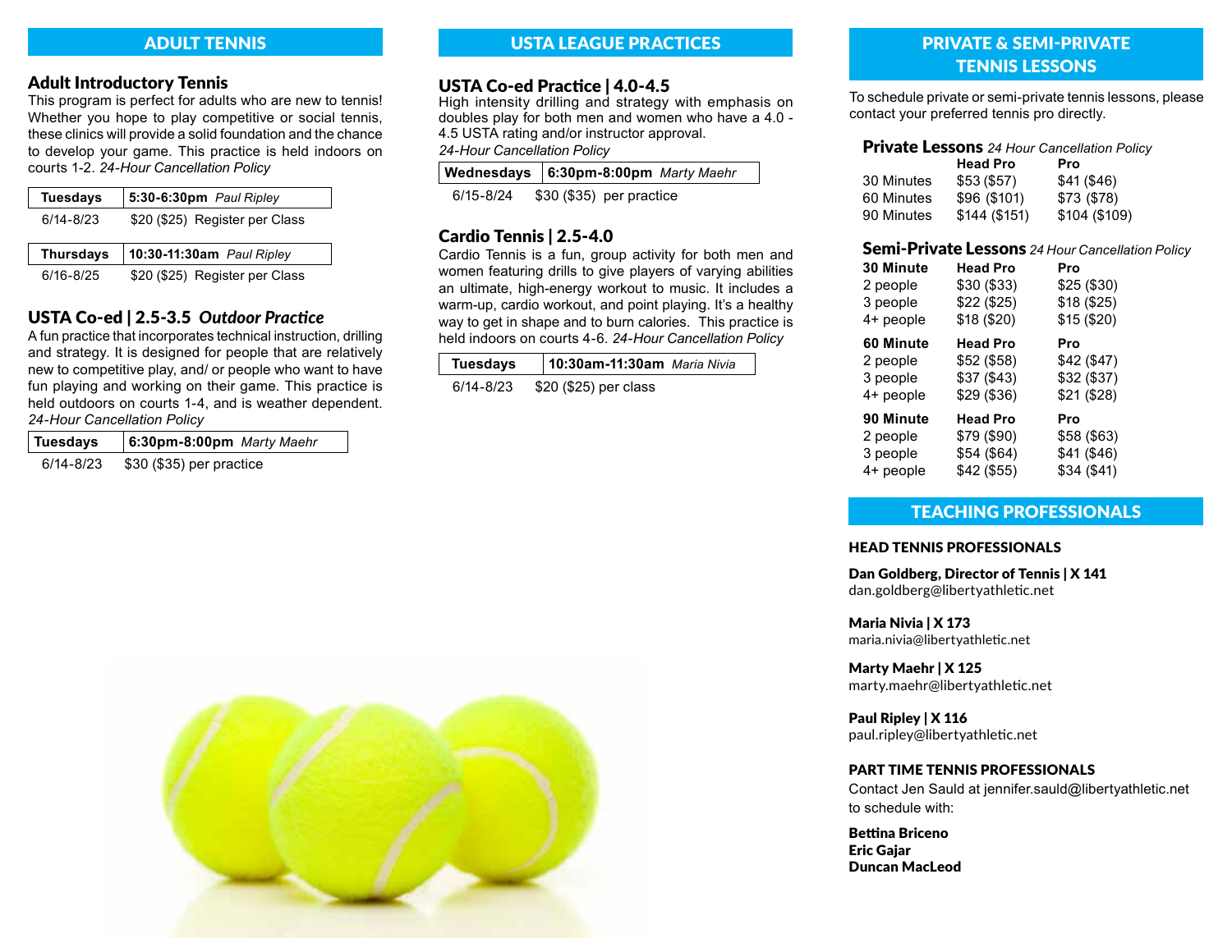## ADULT TENNIS

### Adult Introductory Tennis

This program is perfect for adults who are new to tennis! Whether you hope to play competitive or social tennis, these clinics will provide a solid foundation and the chance to develop your game. This practice is held indoors on courts 1-2. *24-Hour Cancellation Policy*

| Tuesdays | **5:30-6:30pm** *Paul Ripley* |
|---|---|
| 6/14-8/23 | $20 ($25) Register per Class |

| Thursdays | **10:30-11:30am** *Paul Ripley* |
|---|---|
| 6/16-8/25 | $20 ($25) Register per Class |

### USTA Co-ed | 2.5-3.5 *Outdoor Practice*

A fun practice that incorporates technical instruction, drilling and strategy. It is designed for people that are relatively new to competitive play, and/ or people who want to have fun playing and working on their game. This practice is held outdoors on courts 1-4, and is weather dependent. *24-Hour Cancellation Policy*

| Tuesdays | **6:30pm-8:00pm** *Marty Maehr* |
|---|---|
| 6/14-8/23 | $30 ($35) per practice |

## USTA LEAGUE PRACTICES

### USTA Co-ed Practice | 4.0-4.5

High intensity drilling and strategy with emphasis on doubles play for both men and women who have a 4.0 - 4.5 USTA rating and/or instructor approval.
*24-Hour Cancellation Policy*

| Wednesdays | **6:30pm-8:00pm** *Marty Maehr* |
|---|---|
| 6/15-8/24 | $30 ($35) per practice |

### Cardio Tennis | 2.5-4.0

Cardio Tennis is a fun, group activity for both men and women featuring drills to give players of varying abilities an ultimate, high-energy workout to music. It includes a warm-up, cardio workout, and point playing. It's a healthy way to get in shape and to burn calories. This practice is held indoors on courts 4-6. *24-Hour Cancellation Policy*

| Tuesdays | **10:30am-11:30am** *Maria Nivia* |
|---|---|
| 6/14-8/23 | $20 ($25) per class |

## PRIVATE & SEMI-PRIVATE TENNIS LESSONS

To schedule private or semi-private tennis lessons, please contact your preferred tennis pro directly.

### Private Lessons *24 Hour Cancellation Policy*

| | Head Pro | Pro |
|---|---|---|
| 30 Minutes | $53 ($57) | $41 ($46) |
| 60 Minutes | $96 ($101) | $73 ($78) |
| 90 Minutes | $144 ($151) | $104 ($109) |

### Semi-Private Lessons *24 Hour Cancellation Policy*

| **30 Minute** | **Head Pro** | **Pro** |
|---|---|---|
| 2 people | $30 ($33) | $25 ($30) |
| 3 people | $22 ($25) | $18 ($25) |
| 4+ people | $18 ($20) | $15 ($20) |
| **60 Minute** | **Head Pro** | **Pro** |
| 2 people | $52 ($58) | $42 ($47) |
| 3 people | $37 ($43) | $32 ($37) |
| 4+ people | $29 ($36) | $21 ($28) |
| **90 Minute** | **Head Pro** | **Pro** |
| 2 people | $79 ($90) | $58 ($63) |
| 3 people | $54 ($64) | $41 ($46) |
| 4+ people | $42 ($55) | $34 ($41) |

## TEACHING PROFESSIONALS

### HEAD TENNIS PROFESSIONALS

**Dan Goldberg, Director of Tennis | X 141**
dan.goldberg@libertyathletic.net

**Maria Nivia | X 173**
maria.nivia@libertyathletic.net

**Marty Maehr | X 125**
marty.maehr@libertyathletic.net

**Paul Ripley | X 116**
paul.ripley@libertyathletic.net

### PART TIME TENNIS PROFESSIONALS

Contact Jen Sauld at jennifer.sauld@libertyathletic.net to schedule with:

**Bettina Briceno**
**Eric Gajar**
**Duncan MacLeod**